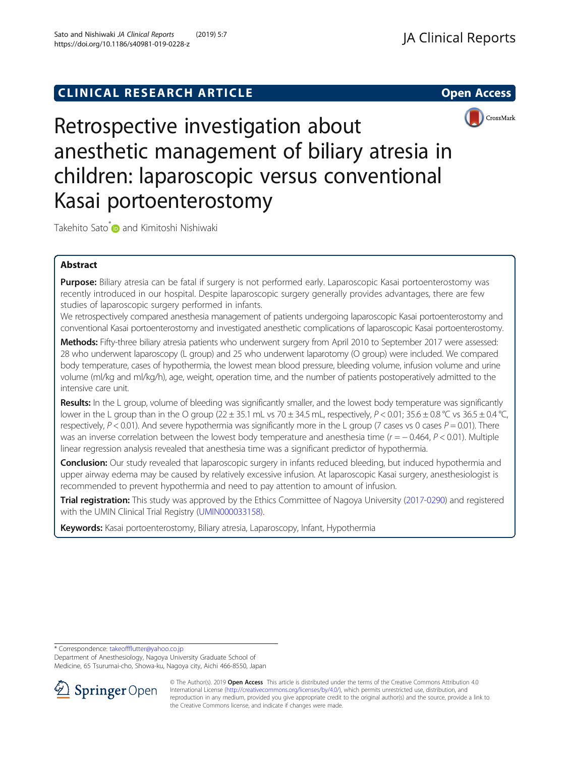CLINICAL RESEARCH ARTICLE

Open Access

# Retrospective investigation about anesthetic management of biliary atresia in children: laparoscopic versus conventional Kasai portoenterostomy

Takehito Sato* and Kimitoshi Nishiwaki

## Abstract

**Purpose:** Biliary atresia can be fatal if surgery is not performed early. Laparoscopic Kasai portoenterostomy was recently introduced in our hospital. Despite laparoscopic surgery generally provides advantages, there are few studies of laparoscopic surgery performed in infants.

We retrospectively compared anesthesia management of patients undergoing laparoscopic Kasai portoenterostomy and conventional Kasai portoenterostomy and investigated anesthetic complications of laparoscopic Kasai portoenterostomy.

**Methods:** Fifty-three biliary atresia patients who underwent surgery from April 2010 to September 2017 were assessed: 28 who underwent laparoscopy (L group) and 25 who underwent laparotomy (O group) were included. We compared body temperature, cases of hypothermia, the lowest mean blood pressure, bleeding volume, infusion volume and urine volume (ml/kg and ml/kg/h), age, weight, operation time, and the number of patients postoperatively admitted to the intensive care unit.

**Results:** In the L group, volume of bleeding was significantly smaller, and the lowest body temperature was significantly lower in the L group than in the O group (22 ± 35.1 mL vs 70 ± 34.5 mL, respectively, $P < 0.01$; 35.6 ± 0.8 °C vs 36.5 ± 0.4 °C, respectively, $P < 0.01$). And severe hypothermia was significantly more in the L group (7 cases vs 0 cases $P = 0.01$). There was an inverse correlation between the lowest body temperature and anesthesia time ($r = -0.464$, $P < 0.01$). Multiple linear regression analysis revealed that anesthesia time was a significant predictor of hypothermia.

**Conclusion:** Our study revealed that laparoscopic surgery in infants reduced bleeding, but induced hypothermia and upper airway edema may be caused by relatively excessive infusion. At laparoscopic Kasai surgery, anesthesiologist is recommended to prevent hypothermia and need to pay attention to amount of infusion.

**Trial registration:** This study was approved by the Ethics Committee of Nagoya University (2017-0290) and registered with the UMIN Clinical Trial Registry (UMIN000033158).

**Keywords:** Kasai portoenterostomy, Biliary atresia, Laparoscopy, Infant, Hypothermia

\* Correspondence: takeoffflutter@yahoo.co.jp
Department of Anesthesiology, Nagoya University Graduate School of Medicine, 65 Tsurumai-cho, Showa-ku, Nagoya city, Aichi 466-8550, Japan

© The Author(s). 2019 **Open Access** This article is distributed under the terms of the Creative Commons Attribution 4.0 International License (http://creativecommons.org/licenses/by/4.0/), which permits unrestricted use, distribution, and reproduction in any medium, provided you give appropriate credit to the original author(s) and the source, provide a link to the Creative Commons license, and indicate if changes were made.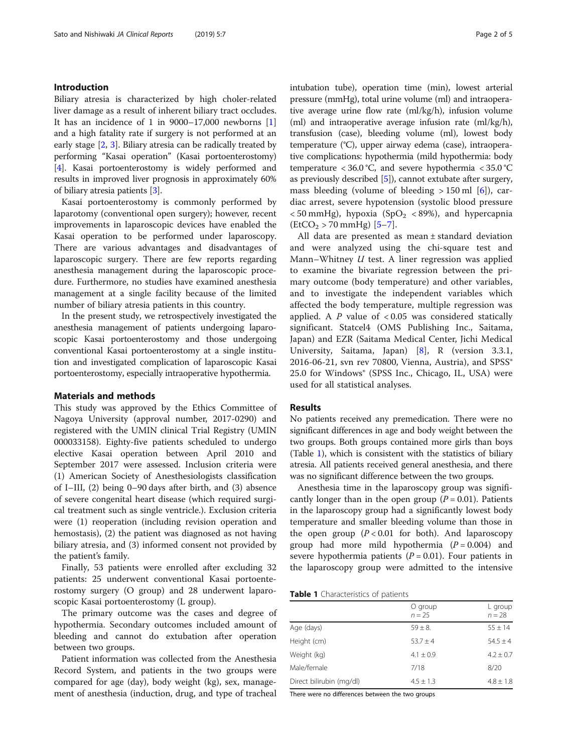## Introduction

Biliary atresia is characterized by high choler-related liver damage as a result of inherent biliary tract occludes. It has an incidence of 1 in 9000–17,000 newborns [1] and a high fatality rate if surgery is not performed at an early stage [2, 3]. Biliary atresia can be radically treated by performing "Kasai operation" (Kasai portoenterostomy) [4]. Kasai portoenterostomy is widely performed and results in improved liver prognosis in approximately 60% of biliary atresia patients [3].

Kasai portoenterostomy is commonly performed by laparotomy (conventional open surgery); however, recent improvements in laparoscopic devices have enabled the Kasai operation to be performed under laparoscopy. There are various advantages and disadvantages of laparoscopic surgery. There are few reports regarding anesthesia management during the laparoscopic procedure. Furthermore, no studies have examined anesthesia management at a single facility because of the limited number of biliary atresia patients in this country.

In the present study, we retrospectively investigated the anesthesia management of patients undergoing laparoscopic Kasai portoenterostomy and those undergoing conventional Kasai portoenterostomy at a single institution and investigated complication of laparoscopic Kasai portoenterostomy, especially intraoperative hypothermia.

## Materials and methods

This study was approved by the Ethics Committee of Nagoya University (approval number, 2017-0290) and registered with the UMIN clinical Trial Registry (UMIN 000033158). Eighty-five patients scheduled to undergo elective Kasai operation between April 2010 and September 2017 were assessed. Inclusion criteria were (1) American Society of Anesthesiologists classification of I–III, (2) being 0–90 days after birth, and (3) absence of severe congenital heart disease (which required surgical treatment such as single ventricle.). Exclusion criteria were (1) reoperation (including revision operation and hemostasis), (2) the patient was diagnosed as not having biliary atresia, and (3) informed consent not provided by the patient's family.

Finally, 53 patients were enrolled after excluding 32 patients: 25 underwent conventional Kasai portoenterostomy surgery (O group) and 28 underwent laparoscopic Kasai portoenterostomy (L group).

The primary outcome was the cases and degree of hypothermia. Secondary outcomes included amount of bleeding and cannot do extubation after operation between two groups.

Patient information was collected from the Anesthesia Record System, and patients in the two groups were compared for age (day), body weight (kg), sex, management of anesthesia (induction, drug, and type of tracheal intubation tube), operation time (min), lowest arterial pressure (mmHg), total urine volume (ml) and intraoperative average urine flow rate (ml/kg/h), infusion volume (ml) and intraoperative average infusion rate (ml/kg/h), transfusion (case), bleeding volume (ml), lowest body temperature (°C), upper airway edema (case), intraoperative complications: hypothermia (mild hypothermia: body temperature < 36.0 °C, and severe hypothermia < 35.0 °C as previously described [5]), cannot extubate after surgery, mass bleeding (volume of bleeding > 150 ml [6]), cardiac arrest, severe hypotension (systolic blood pressure < 50 mmHg), hypoxia ($SpO_2$ < 89%), and hypercapnia ($EtCO_2$ > 70 mmHg) [5–7].

All data are presented as mean ± standard deviation and were analyzed using the chi-square test and Mann–Whitney *U* test. A liner regression was applied to examine the bivariate regression between the primary outcome (body temperature) and other variables, and to investigate the independent variables which affected the body temperature, multiple regression was applied. A *P* value of < 0.05 was considered statically significant. Statcel4 (OMS Publishing Inc., Saitama, Japan) and EZR (Saitama Medical Center, Jichi Medical University, Saitama, Japan) [8], R (version 3.3.1, 2016-06-21, svn rev 70800, Vienna, Austria), and SPSS® 25.0 for Windows® (SPSS Inc., Chicago, IL, USA) were used for all statistical analyses.

## Results

No patients received any premedication. There were no significant differences in age and body weight between the two groups. Both groups contained more girls than boys (Table 1), which is consistent with the statistics of biliary atresia. All patients received general anesthesia, and there was no significant difference between the two groups.

Anesthesia time in the laparoscopy group was significantly longer than in the open group ($P = 0.01$). Patients in the laparoscopy group had a significantly lowest body temperature and smaller bleeding volume than those in the open group ($P < 0.01$ for both). And laparoscopy group had more mild hypothermia ($P = 0.004$) and severe hypothermia patients ($P = 0.01$). Four patients in the laparoscopy group were admitted to the intensive

**Table 1** Characteristics of patients

| | O group<br>n = 25 | L group<br>n = 28 |
|---|---|---|
| Age (days) | 59 ± 8. | 55 ± 14 |
| Height (cm) | 53.7 ± 4 | 54.5 ± 4 |
| Weight (kg) | 4.1 ± 0.9 | 4.2 ± 0.7 |
| Male/female | 7/18 | 8/20 |
| Direct bilirubin (mg/dl) | 4.5 ± 1.3 | 4.8 ± 1.8 |

There were no differences between the two groups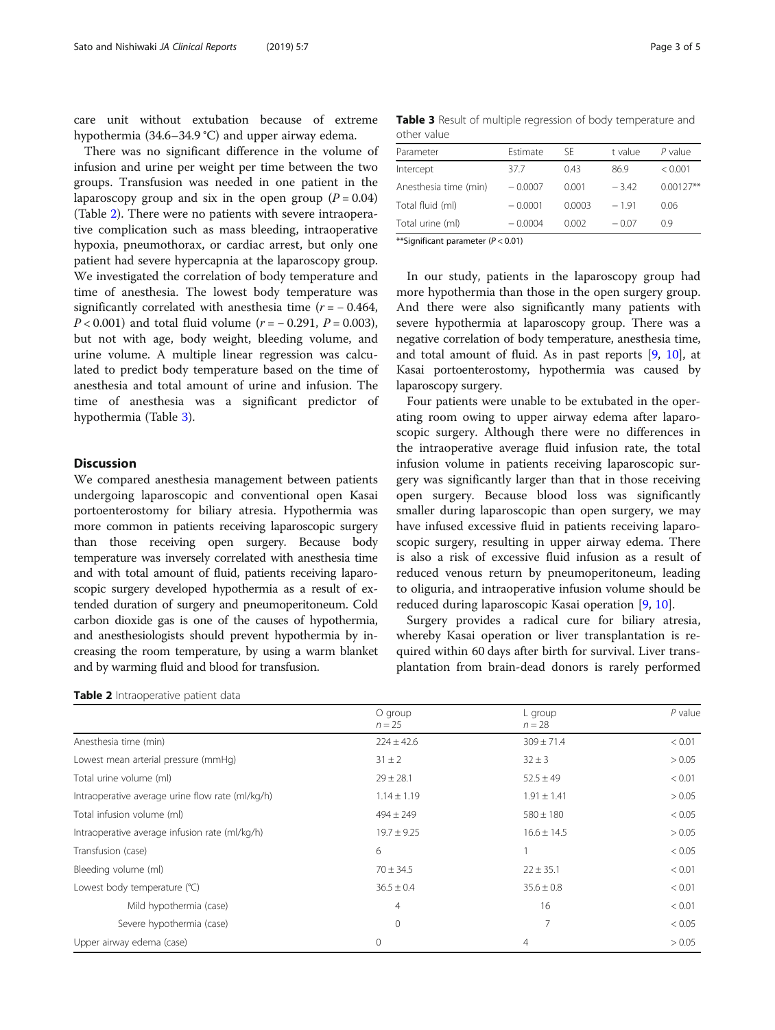care unit without extubation because of extreme hypothermia (34.6–34.9 °C) and upper airway edema.

There was no significant difference in the volume of infusion and urine per weight per time between the two groups. Transfusion was needed in one patient in the laparoscopy group and six in the open group ($P = 0.04$) (Table 2). There were no patients with severe intraoperative complication such as mass bleeding, intraoperative hypoxia, pneumothorax, or cardiac arrest, but only one patient had severe hypercapnia at the laparoscopy group. We investigated the correlation of body temperature and time of anesthesia. The lowest body temperature was significantly correlated with anesthesia time ($r = -0.464$, $P < 0.001$) and total fluid volume ($r = -0.291$, $P = 0.003$), but not with age, body weight, bleeding volume, and urine volume. A multiple linear regression was calculated to predict body temperature based on the time of anesthesia and total amount of urine and infusion. The time of anesthesia was a significant predictor of hypothermia (Table 3).

## Discussion

We compared anesthesia management between patients undergoing laparoscopic and conventional open Kasai portoenterostomy for biliary atresia. Hypothermia was more common in patients receiving laparoscopic surgery than those receiving open surgery. Because body temperature was inversely correlated with anesthesia time and with total amount of fluid, patients receiving laparoscopic surgery developed hypothermia as a result of extended duration of surgery and pneumoperitoneum. Cold carbon dioxide gas is one of the causes of hypothermia, and anesthesiologists should prevent hypothermia by increasing the room temperature, by using a warm blanket and by warming fluid and blood for transfusion.

**Table 3** Result of multiple regression of body temperature and other value

| Parameter | Estimate | SE | t value | P value |
|---|---|---|---|---|
| Intercept | 37.7 | 0.43 | 86.9 | < 0.001 |
| Anesthesia time (min) | − 0.0007 | 0.001 | − 3.42 | 0.00127** |
| Total fluid (ml) | − 0.0001 | 0.0003 | − 1.91 | 0.06 |
| Total urine (ml) | − 0.0004 | 0.002 | − 0.07 | 0.9 |

**Significant parameter ($P < 0.01$)

In our study, patients in the laparoscopy group had more hypothermia than those in the open surgery group. And there were also significantly many patients with severe hypothermia at laparoscopy group. There was a negative correlation of body temperature, anesthesia time, and total amount of fluid. As in past reports [9, 10], at Kasai portoenterostomy, hypothermia was caused by laparoscopy surgery.

Four patients were unable to be extubated in the operating room owing to upper airway edema after laparoscopic surgery. Although there were no differences in the intraoperative average fluid infusion rate, the total infusion volume in patients receiving laparoscopic surgery was significantly larger than that in those receiving open surgery. Because blood loss was significantly smaller during laparoscopic than open surgery, we may have infused excessive fluid in patients receiving laparoscopic surgery, resulting in upper airway edema. There is also a risk of excessive fluid infusion as a result of reduced venous return by pneumoperitoneum, leading to oliguria, and intraoperative infusion volume should be reduced during laparoscopic Kasai operation [9, 10].

Surgery provides a radical cure for biliary atresia, whereby Kasai operation or liver transplantation is required within 60 days after birth for survival. Liver transplantation from brain-dead donors is rarely performed

**Table 2** Intraoperative patient data

| | O group n = 25 | L group n = 28 | P value |
|---|---|---|---|
| Anesthesia time (min) | 224 ± 42.6 | 309 ± 71.4 | < 0.01 |
| Lowest mean arterial pressure (mmHg) | 31 ± 2 | 32 ± 3 | > 0.05 |
| Total urine volume (ml) | 29 ± 28.1 | 52.5 ± 49 | < 0.01 |
| Intraoperative average urine flow rate (ml/kg/h) | 1.14 ± 1.19 | 1.91 ± 1.41 | > 0.05 |
| Total infusion volume (ml) | 494 ± 249 | 580 ± 180 | < 0.05 |
| Intraoperative average infusion rate (ml/kg/h) | 19.7 ± 9.25 | 16.6 ± 14.5 | > 0.05 |
| Transfusion (case) | 6 | 1 | < 0.05 |
| Bleeding volume (ml) | 70 ± 34.5 | 22 ± 35.1 | < 0.01 |
| Lowest body temperature (℃) | 36.5 ± 0.4 | 35.6 ± 0.8 | < 0.01 |
| Mild hypothermia (case) | 4 | 16 | < 0.01 |
| Severe hypothermia (case) | 0 | 7 | < 0.05 |
| Upper airway edema (case) | 0 | 4 | > 0.05 |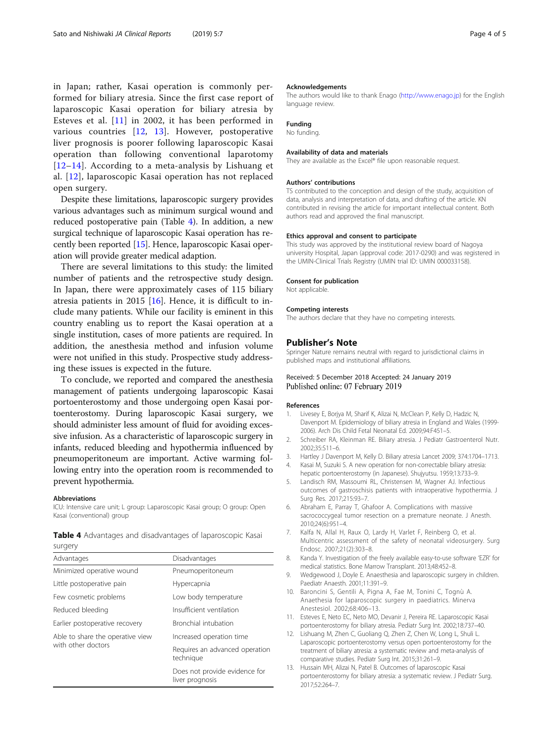in Japan; rather, Kasai operation is commonly performed for biliary atresia. Since the first case report of laparoscopic Kasai operation for biliary atresia by Esteves et al. [11] in 2002, it has been performed in various countries [12, 13]. However, postoperative liver prognosis is poorer following laparoscopic Kasai operation than following conventional laparotomy [12–14]. According to a meta-analysis by Lishuang et al. [12], laparoscopic Kasai operation has not replaced open surgery.

Despite these limitations, laparoscopic surgery provides various advantages such as minimum surgical wound and reduced postoperative pain (Table 4). In addition, a new surgical technique of laparoscopic Kasai operation has recently been reported [15]. Hence, laparoscopic Kasai operation will provide greater medical adaption.

There are several limitations to this study: the limited number of patients and the retrospective study design. In Japan, there were approximately cases of 115 biliary atresia patients in 2015 [16]. Hence, it is difficult to include many patients. While our facility is eminent in this country enabling us to report the Kasai operation at a single institution, cases of more patients are required. In addition, the anesthesia method and infusion volume were not unified in this study. Prospective study addressing these issues is expected in the future.

To conclude, we reported and compared the anesthesia management of patients undergoing laparoscopic Kasai portoenterostomy and those undergoing open Kasai portoenterostomy. During laparoscopic Kasai surgery, we should administer less amount of fluid for avoiding excessive infusion. As a characteristic of laparoscopic surgery in infants, reduced bleeding and hypothermia influenced by pneumoperitoneum are important. Active warming following entry into the operation room is recommended to prevent hypothermia.

#### Abbreviations

ICU: Intensive care unit; L group: Laparoscopic Kasai group; O group: Open Kasai (conventional) group

**Table 4** Advantages and disadvantages of laparoscopic Kasai surgery

| Advantages | Disadvantages |
|---|---|
| Minimized operative wound | Pneumoperitoneum |
| Little postoperative pain | Hypercapnia |
| Few cosmetic problems | Low body temperature |
| Reduced bleeding | Insufficient ventilation |
| Earlier postoperative recovery | Bronchial intubation |
| Able to share the operative view with other doctors | Increased operation time |
| | Requires an advanced operation technique |
| | Does not provide evidence for liver prognosis |

#### Acknowledgements

The authors would like to thank Enago (http://www.enago.jp) for the English language review.

#### Funding

No funding.

#### Availability of data and materials

They are available as the Excel® file upon reasonable request.

#### Authors' contributions

TS contributed to the conception and design of the study, acquisition of data, analysis and interpretation of data, and drafting of the article. KN contributed in revising the article for important intellectual content. Both authors read and approved the final manuscript.

#### Ethics approval and consent to participate

This study was approved by the institutional review board of Nagoya university Hospital, Japan (approval code: 2017-0290) and was registered in the UMIN-Clinical Trials Registry (UMIN trial ID: UMIN 000033158).

#### Consent for publication

Not applicable.

#### Competing interests

The authors declare that they have no competing interests.

## Publisher's Note

Springer Nature remains neutral with regard to jurisdictional claims in published maps and institutional affiliations.

Received: 5 December 2018 Accepted: 24 January 2019
Published online: 07 February 2019

#### References

1. Livesey E, Borjya M, Sharif K, Alizai N, McClean P, Kelly D, Hadzic N, Davenport M. Epidemiology of biliary atresia in England and Wales (1999-2006). Arch Dis Child Fetal Neonatal Ed. 2009;94:F451–5.
2. Schreiber RA, Kleinman RE. Biliary atresia. J Pediatr Gastroenterol Nutr. 2002;35:S11–6.
3. Hartley J Davenport M, Kelly D. Biliary atresia Lancet 2009; 374:1704–1713.
4. Kasai M, Suzuki S. A new operation for non-correctable biliary atresia: hepatic portoenterostomy (in Japanese). Shujyutsu. 1959;13:733–9.
5. Landisch RM, Massoumi RL, Christensen M, Wagner AJ. Infectious outcomes of gastroschisis patients with intraoperative hypothermia. J Surg Res. 2017;215:93–7.
6. Abraham E, Parray T, Ghafoor A. Complications with massive sacrococcygeal tumor resection on a premature neonate. J Anesth. 2010;24(6):951–4.
7. Kalfa N, Allal H, Raux O, Lardy H, Varlet F, Reinberg O, et al. Multicentric assessment of the safety of neonatal videosurgery. Surg Endosc. 2007;21(2):303–8.
8. Kanda Y. Investigation of the freely available easy-to-use software 'EZR' for medical statistics. Bone Marrow Transplant. 2013;48:452–8.
9. Wedgewood J, Doyle E. Anaesthesia and laparoscopic surgery in children. Paediatr Anaesth. 2001;11:391–9.
10. Baroncini S, Gentili A, Pigna A, Fae M, Tonini C, Tognù A. Anaethesia for laparoscopic surgery in paediatrics. Minerva Anestesiol. 2002;68:406–13.
11. Esteves E, Neto EC, Neto MO, Devanir J, Pereira RE. Laparoscopic Kasai portoenterostomy for biliary atresia. Pediatr Surg Int. 2002;18:737–40.
12. Lishuang M, Zhen C, Guoliang Q, Zhen Z, Chen W, Long L, Shuli L. Laparoscopic portoenterostomy versus open portoenterostomy for the treatment of biliary atresia: a systematic review and meta-analysis of comparative studies. Pediatr Surg Int. 2015;31:261–9.
13. Hussain MH, Alizai N, Patel B. Outcomes of laparoscopic Kasai portoenterostomy for biliary atresia: a systematic review. J Pediatr Surg. 2017;52:264–7.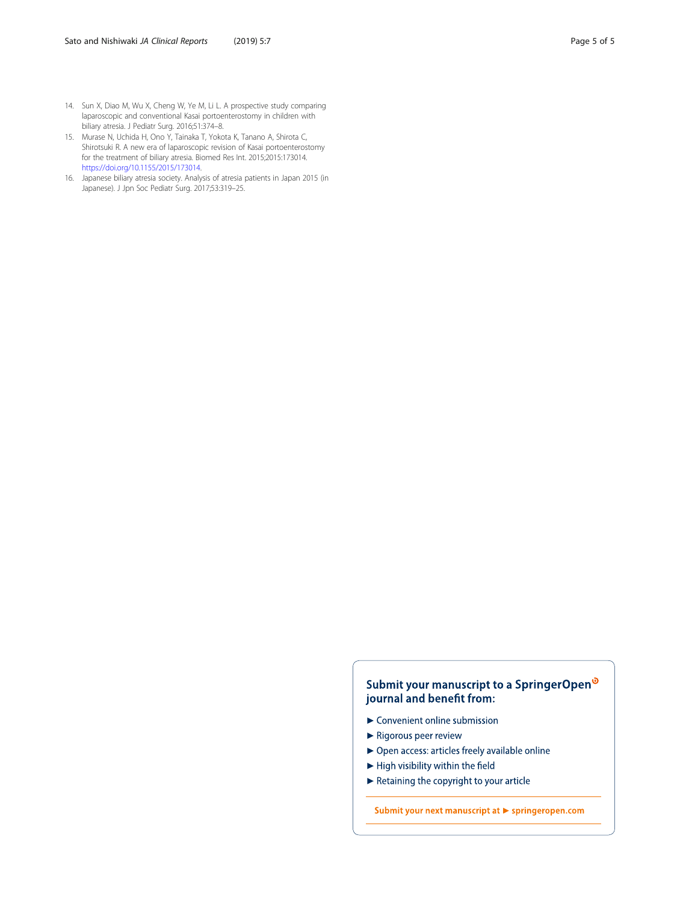14. Sun X, Diao M, Wu X, Cheng W, Ye M, Li L. A prospective study comparing laparoscopic and conventional Kasai portoenterostomy in children with biliary atresia. J Pediatr Surg. 2016;51:374–8.
15. Murase N, Uchida H, Ono Y, Tainaka T, Yokota K, Tanano A, Shirota C, Shirotsuki R. A new era of laparoscopic revision of Kasai portoenterostomy for the treatment of biliary atresia. Biomed Res Int. 2015;2015:173014. https://doi.org/10.1155/2015/173014.
16. Japanese biliary atresia society. Analysis of atresia patients in Japan 2015 (in Japanese). J Jpn Soc Pediatr Surg. 2017;53:319–25.

**Submit your manuscript to a SpringerOpen journal and benefit from:**

- ► Convenient online submission
- ► Rigorous peer review
- ► Open access: articles freely available online
- ► High visibility within the field
- ► Retaining the copyright to your article

**Submit your next manuscript at ► springeropen.com**